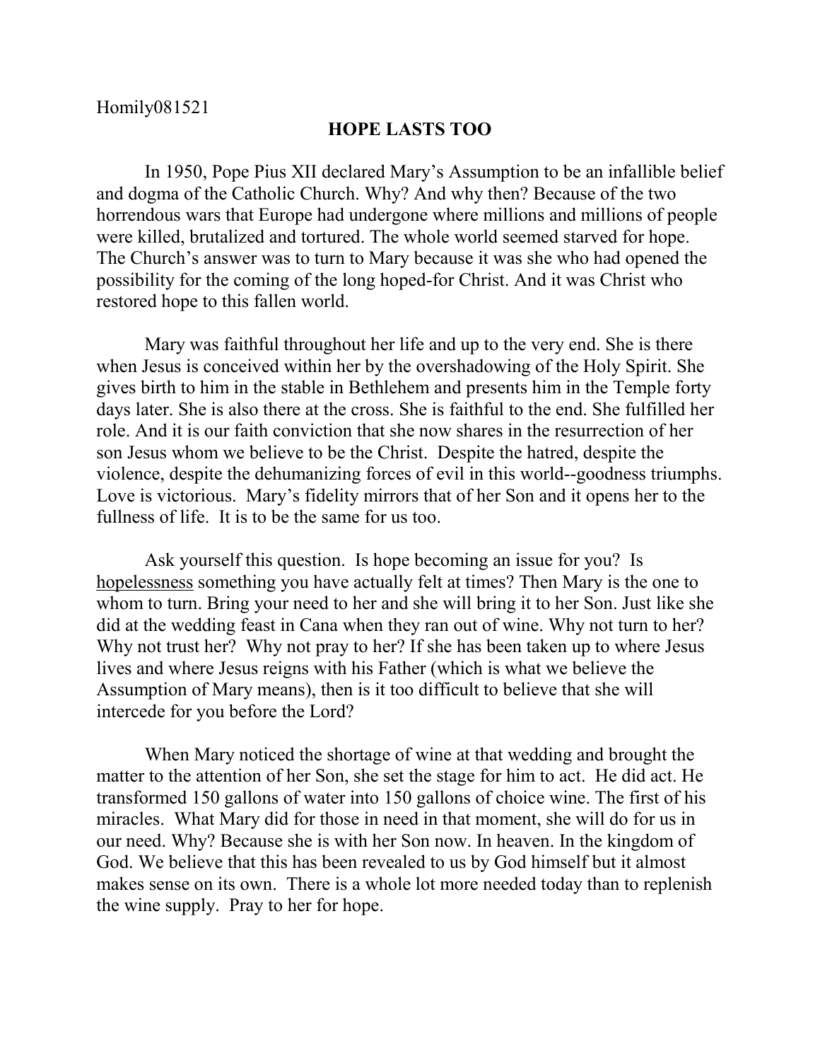Homily081521

# HOPE LASTS TOO

In 1950, Pope Pius XII declared Mary's Assumption to be an infallible belief and dogma of the Catholic Church. Why? And why then? Because of the two horrendous wars that Europe had undergone where millions and millions of people were killed, brutalized and tortured. The whole world seemed starved for hope. The Church's answer was to turn to Mary because it was she who had opened the possibility for the coming of the long hoped-for Christ. And it was Christ who restored hope to this fallen world.

Mary was faithful throughout her life and up to the very end. She is there when Jesus is conceived within her by the overshadowing of the Holy Spirit. She gives birth to him in the stable in Bethlehem and presents him in the Temple forty days later. She is also there at the cross. She is faithful to the end. She fulfilled her role. And it is our faith conviction that she now shares in the resurrection of her son Jesus whom we believe to be the Christ. Despite the hatred, despite the violence, despite the dehumanizing forces of evil in this world--goodness triumphs. Love is victorious. Mary's fidelity mirrors that of her Son and it opens her to the fullness of life. It is to be the same for us too.

Ask yourself this question. Is hope becoming an issue for you? Is <u>hopelessness</u> something you have actually felt at times? Then Mary is the one to whom to turn. Bring your need to her and she will bring it to her Son. Just like she did at the wedding feast in Cana when they ran out of wine. Why not turn to her? Why not trust her? Why not pray to her? If she has been taken up to where Jesus lives and where Jesus reigns with his Father (which is what we believe the Assumption of Mary means), then is it too difficult to believe that she will intercede for you before the Lord?

When Mary noticed the shortage of wine at that wedding and brought the matter to the attention of her Son, she set the stage for him to act. He did act. He transformed 150 gallons of water into 150 gallons of choice wine. The first of his miracles. What Mary did for those in need in that moment, she will do for us in our need. Why? Because she is with her Son now. In heaven. In the kingdom of God. We believe that this has been revealed to us by God himself but it almost makes sense on its own. There is a whole lot more needed today than to replenish the wine supply. Pray to her for hope.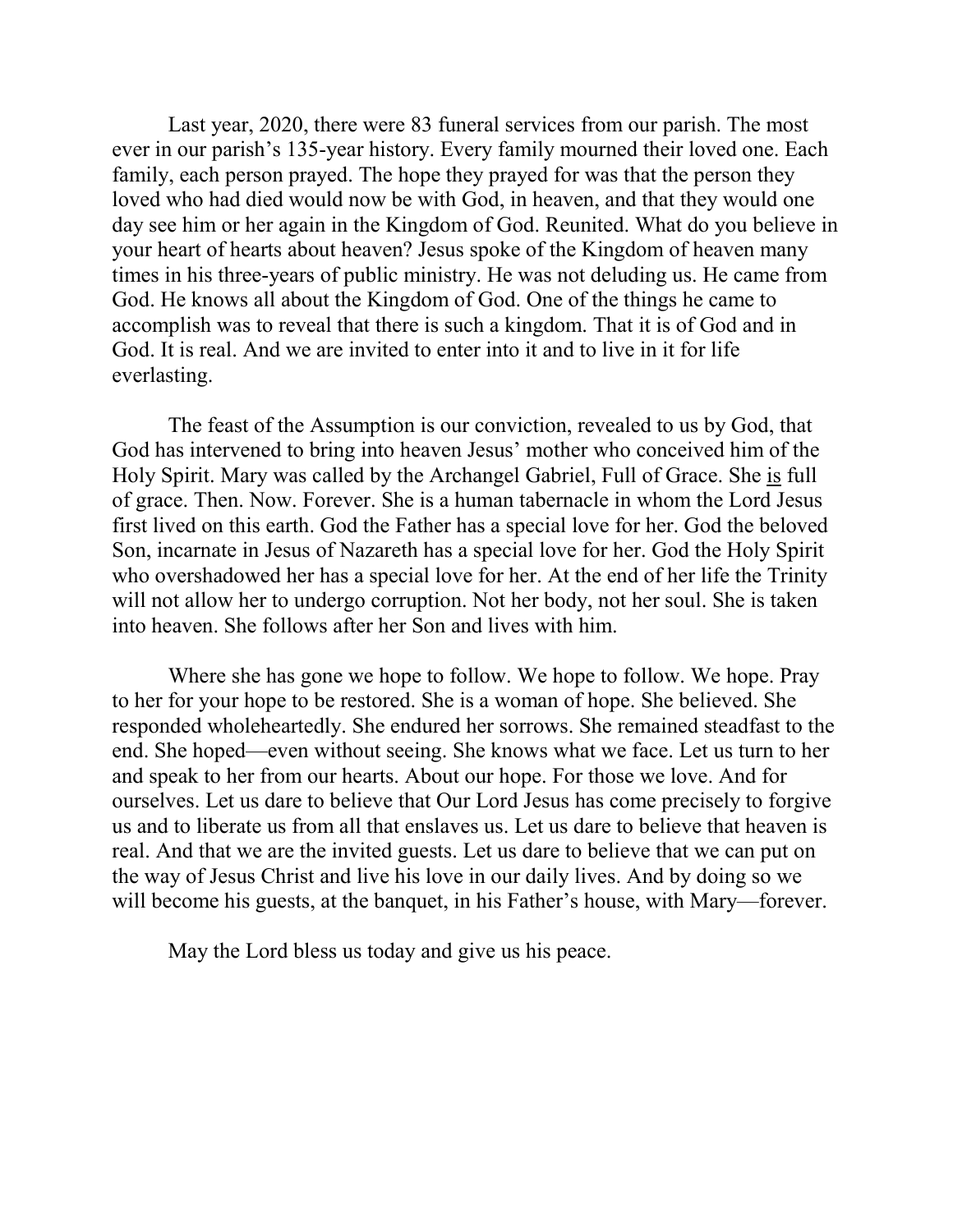Last year, 2020, there were 83 funeral services from our parish. The most ever in our parish's 135-year history. Every family mourned their loved one. Each family, each person prayed. The hope they prayed for was that the person they loved who had died would now be with God, in heaven, and that they would one day see him or her again in the Kingdom of God. Reunited. What do you believe in your heart of hearts about heaven? Jesus spoke of the Kingdom of heaven many times in his three-years of public ministry. He was not deluding us. He came from God. He knows all about the Kingdom of God. One of the things he came to accomplish was to reveal that there is such a kingdom. That it is of God and in God. It is real. And we are invited to enter into it and to live in it for life everlasting.

The feast of the Assumption is our conviction, revealed to us by God, that God has intervened to bring into heaven Jesus' mother who conceived him of the Holy Spirit. Mary was called by the Archangel Gabriel, Full of Grace. She <u>is</u> full of grace. Then. Now. Forever. She is a human tabernacle in whom the Lord Jesus first lived on this earth. God the Father has a special love for her. God the beloved Son, incarnate in Jesus of Nazareth has a special love for her. God the Holy Spirit who overshadowed her has a special love for her. At the end of her life the Trinity will not allow her to undergo corruption. Not her body, not her soul. She is taken into heaven. She follows after her Son and lives with him.

Where she has gone we hope to follow. We hope to follow. We hope. Pray to her for your hope to be restored. She is a woman of hope. She believed. She responded wholeheartedly. She endured her sorrows. She remained steadfast to the end. She hoped—even without seeing. She knows what we face. Let us turn to her and speak to her from our hearts. About our hope. For those we love. And for ourselves. Let us dare to believe that Our Lord Jesus has come precisely to forgive us and to liberate us from all that enslaves us. Let us dare to believe that heaven is real. And that we are the invited guests. Let us dare to believe that we can put on the way of Jesus Christ and live his love in our daily lives. And by doing so we will become his guests, at the banquet, in his Father's house, with Mary—forever.

May the Lord bless us today and give us his peace.